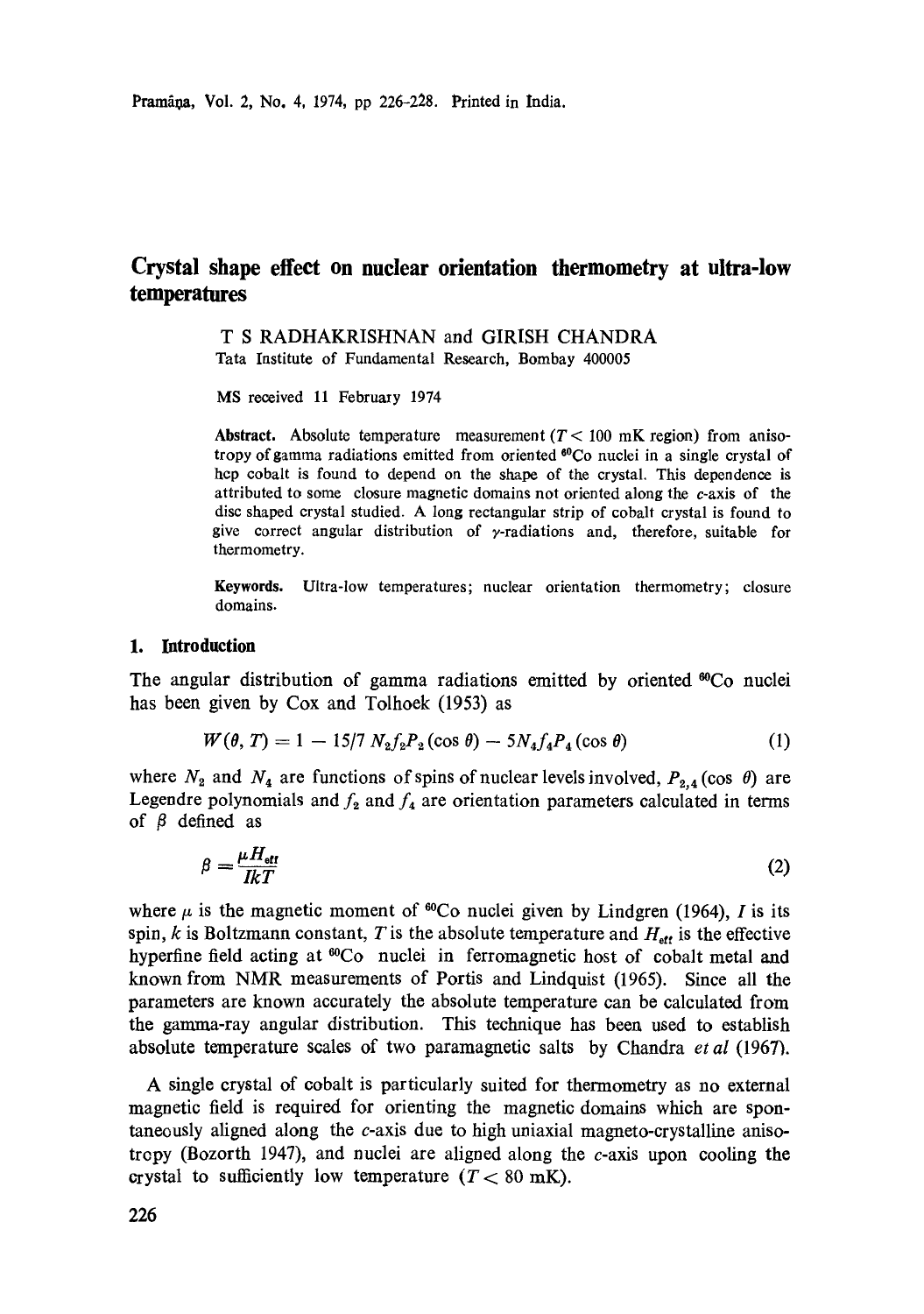# Crystal shape effect on nuclear orientation thermometry at ultra-low temperatures

T S RADHAKRISHNAN and GIRISH CHANDRA
Tata Institute of Fundamental Research, Bombay 400005

MS received 11 February 1974

**Abstract.** Absolute temperature measurement ($T < 100$ mK region) from anisotropy of gamma radiations emitted from oriented $^{60}$Co nuclei in a single crystal of hcp cobalt is found to depend on the shape of the crystal. This dependence is attributed to some closure magnetic domains not oriented along the $c$-axis of the disc shaped crystal studied. A long rectangular strip of cobalt crystal is found to give correct angular distribution of $\gamma$-radiations and, therefore, suitable for thermometry.

**Keywords.** Ultra-low temperatures; nuclear orientation thermometry; closure domains.

## 1. Introduction

The angular distribution of gamma radiations emitted by oriented $^{60}$Co nuclei has been given by Cox and Tolhoek (1953) as

$$W(\theta, T) = 1 - 15/7\, N_2 f_2 P_2 (\cos \theta) - 5 N_4 f_4 P_4 (\cos \theta) \tag{1}$$

where $N_2$ and $N_4$ are functions of spins of nuclear levels involved, $P_{2,4}(\cos\, \theta)$ are Legendre polynomials and $f_2$ and $f_4$ are orientation parameters calculated in terms of $\beta$ defined as

$$\beta = \frac{\mu H_{eff}}{IkT} \tag{2}$$

where $\mu$ is the magnetic moment of $^{60}$Co nuclei given by Lindgren (1964), $I$ is its spin, $k$ is Boltzmann constant, $T$ is the absolute temperature and $H_{eff}$ is the effective hyperfine field acting at $^{60}$Co nuclei in ferromagnetic host of cobalt metal and known from NMR measurements of Portis and Lindquist (1965). Since all the parameters are known accurately the absolute temperature can be calculated from the gamma-ray angular distribution. This technique has been used to establish absolute temperature scales of two paramagnetic salts by Chandra *et al* (1967).

A single crystal of cobalt is particularly suited for thermometry as no external magnetic field is required for orienting the magnetic domains which are spontaneously aligned along the $c$-axis due to high uniaxial magneto-crystalline anisotropy (Bozorth 1947), and nuclei are aligned along the $c$-axis upon cooling the crystal to sufficiently low temperature ($T < 80$ mK).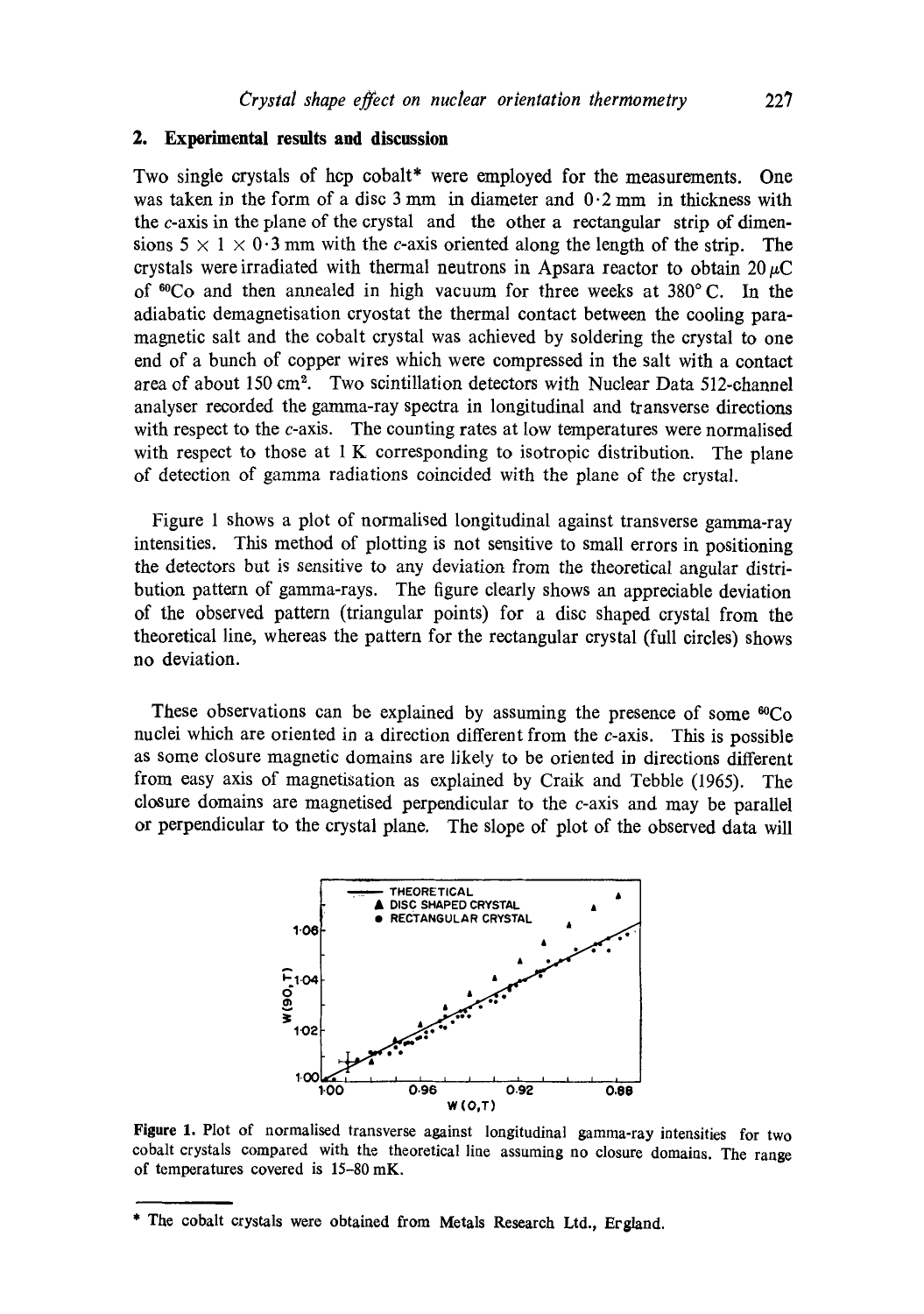## 2. Experimental results and discussion

Two single crystals of hcp cobalt* were employed for the measurements. One was taken in the form of a disc 3 mm in diameter and 0·2 mm in thickness with the $c$-axis in the plane of the crystal and the other a rectangular strip of dimensions $5 \times 1 \times 0{\cdot}3$ mm with the $c$-axis oriented along the length of the strip. The crystals were irradiated with thermal neutrons in Apsara reactor to obtain 20 $\mu$C of $^{60}$Co and then annealed in high vacuum for three weeks at 380° C. In the adiabatic demagnetisation cryostat the thermal contact between the cooling paramagnetic salt and the cobalt crystal was achieved by soldering the crystal to one end of a bunch of copper wires which were compressed in the salt with a contact area of about 150 cm$^2$. Two scintillation detectors with Nuclear Data 512-channel analyser recorded the gamma-ray spectra in longitudinal and transverse directions with respect to the $c$-axis. The counting rates at low temperatures were normalised with respect to those at 1 K corresponding to isotropic distribution. The plane of detection of gamma radiations coincided with the plane of the crystal.

Figure 1 shows a plot of normalised longitudinal against transverse gamma-ray intensities. This method of plotting is not sensitive to small errors in positioning the detectors but is sensitive to any deviation from the theoretical angular distribution pattern of gamma-rays. The figure clearly shows an appreciable deviation of the observed pattern (triangular points) for a disc shaped crystal from the theoretical line, whereas the pattern for the rectangular crystal (full circles) shows no deviation.

These observations can be explained by assuming the presence of some $^{60}$Co nuclei which are oriented in a direction different from the $c$-axis. This is possible as some closure magnetic domains are likely to be oriented in directions different from easy axis of magnetisation as explained by Craik and Tebble (1965). The closure domains are magnetised perpendicular to the $c$-axis and may be parallel or perpendicular to the crystal plane. The slope of plot of the observed data will

**Figure 1.** Plot of normalised transverse against longitudinal gamma-ray intensities for two cobalt crystals compared with the theoretical line assuming no closure domains. The range of temperatures covered is 15–80 mK.

* The cobalt crystals were obtained from Metals Research Ltd., England.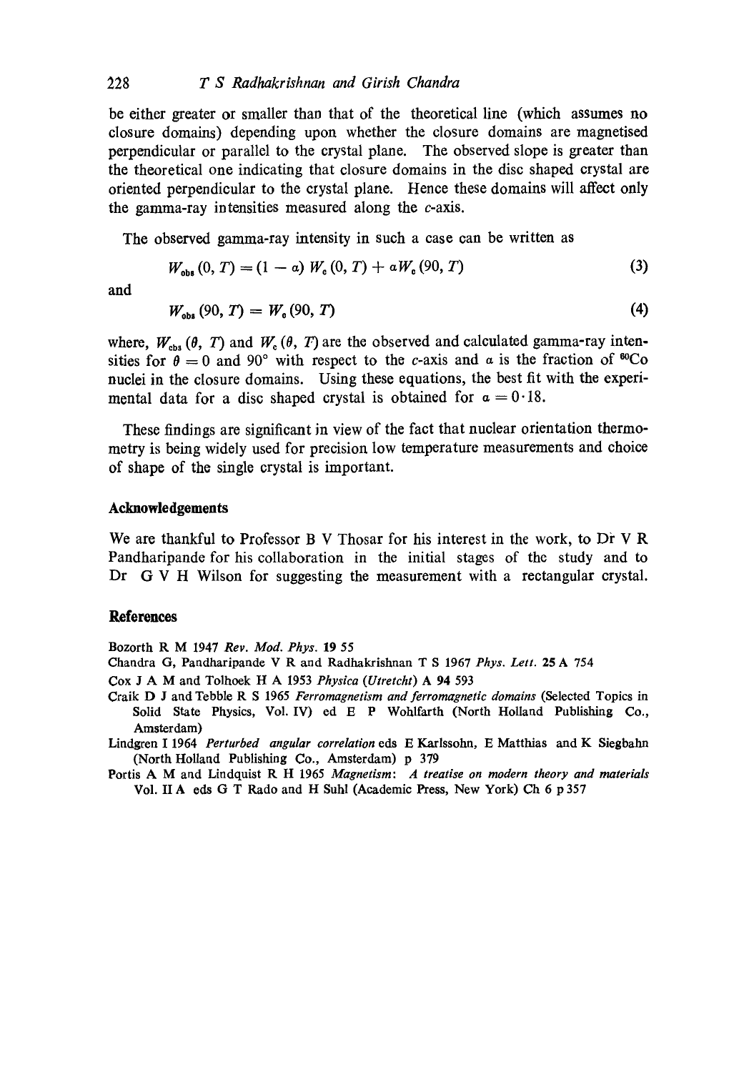be either greater or smaller than that of the theoretical line (which assumes no closure domains) depending upon whether the closure domains are magnetised perpendicular or parallel to the crystal plane. The observed slope is greater than the theoretical one indicating that closure domains in the disc shaped crystal are oriented perpendicular to the crystal plane. Hence these domains will affect only the gamma-ray intensities measured along the *c*-axis.

The observed gamma-ray intensity in such a case can be written as

$$W_{\text{obs}}(0, T) = (1 - a)\, W_c(0, T) + a W_c(90, T) \tag{3}$$

and

$$W_{\text{obs}}(90, T) = W_c(90, T) \tag{4}$$

where, $W_{\text{obs}}(\theta, T)$ and $W_c(\theta, T)$ are the observed and calculated gamma-ray intensities for $\theta = 0$ and $90°$ with respect to the *c*-axis and $a$ is the fraction of $^{60}$Co nuclei in the closure domains. Using these equations, the best fit with the experimental data for a disc shaped crystal is obtained for $a = 0 \cdot 18$.

These findings are significant in view of the fact that nuclear orientation thermometry is being widely used for precision low temperature measurements and choice of shape of the single crystal is important.

## Acknowledgements

We are thankful to Professor B V Thosar for his interest in the work, to Dr V R Pandharipande for his collaboration in the initial stages of the study and to Dr G V H Wilson for suggesting the measurement with a rectangular crystal.

## References

Bozorth R M 1947 *Rev. Mod. Phys.* **19** 55

Chandra G, Pandharipande V R and Radhakrishnan T S 1967 *Phys. Lett.* **25 A** 754

Cox J A M and Tolhoek H A 1953 *Physica (Utretcht)* A **94** 593

Craik D J and Tebble R S 1965 *Ferromagnetism and ferromagnetic domains* (Selected Topics in Solid State Physics, Vol. IV) ed E P Wohlfarth (North Holland Publishing Co., Amsterdam)

Lindgren I 1964 *Perturbed angular correlation* eds E Karlssohn, E Matthias and K Siegbahn (North Holland Publishing Co., Amsterdam) p 379

Portis A M and Lindquist R H 1965 *Magnetism: A treatise on modern theory and materials* Vol. II A eds G T Rado and H Suhl (Academic Press, New York) Ch 6 p 357